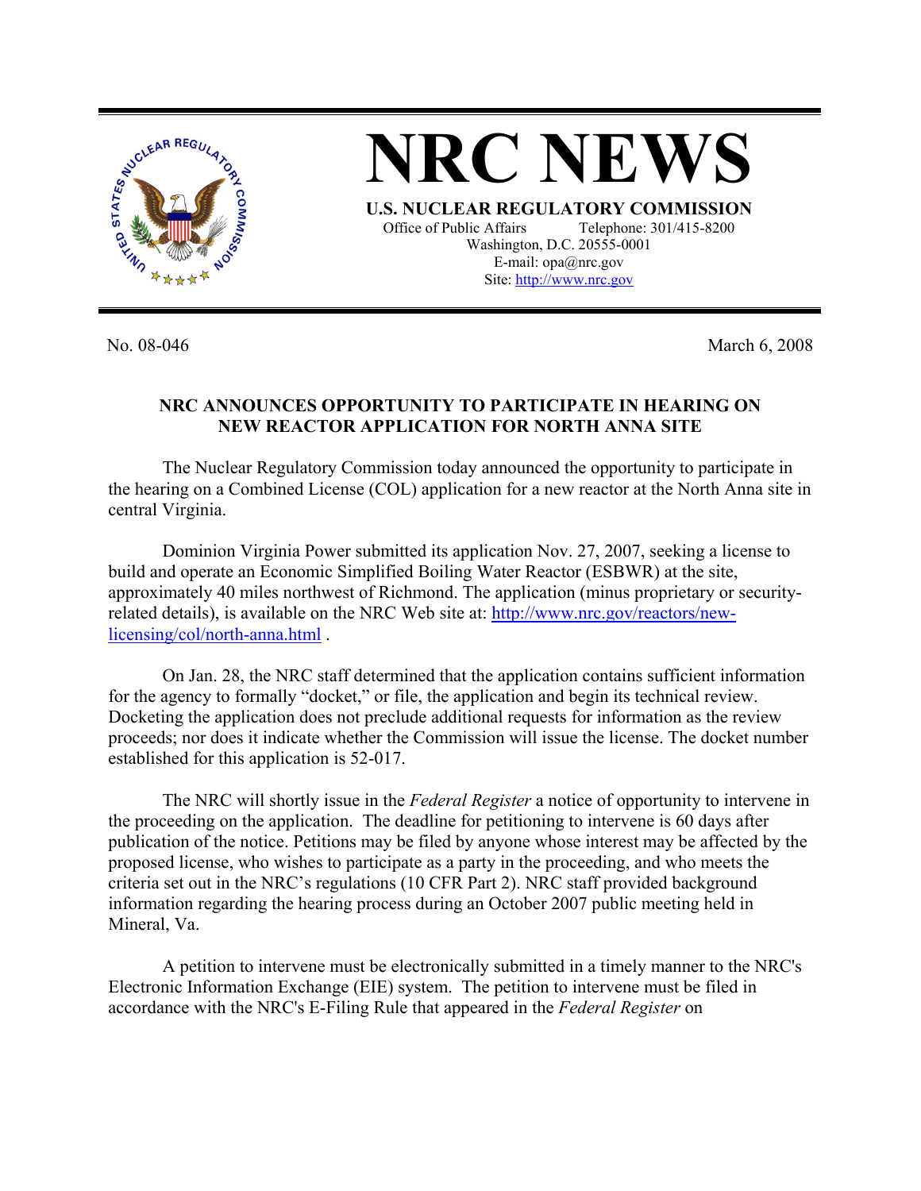# NRC NEWS

**U.S. NUCLEAR REGULATORY COMMISSION**
Office of Public Affairs Telephone: 301/415-8200
Washington, D.C. 20555-0001
E-mail: opa@nrc.gov
Site: http://www.nrc.gov

No. 08-046 March 6, 2008

## NRC ANNOUNCES OPPORTUNITY TO PARTICIPATE IN HEARING ON NEW REACTOR APPLICATION FOR NORTH ANNA SITE

The Nuclear Regulatory Commission today announced the opportunity to participate in the hearing on a Combined License (COL) application for a new reactor at the North Anna site in central Virginia.

Dominion Virginia Power submitted its application Nov. 27, 2007, seeking a license to build and operate an Economic Simplified Boiling Water Reactor (ESBWR) at the site, approximately 40 miles northwest of Richmond. The application (minus proprietary or security-related details), is available on the NRC Web site at: http://www.nrc.gov/reactors/new-licensing/col/north-anna.html .

On Jan. 28, the NRC staff determined that the application contains sufficient information for the agency to formally "docket," or file, the application and begin its technical review. Docketing the application does not preclude additional requests for information as the review proceeds; nor does it indicate whether the Commission will issue the license. The docket number established for this application is 52-017.

The NRC will shortly issue in the *Federal Register* a notice of opportunity to intervene in the proceeding on the application. The deadline for petitioning to intervene is 60 days after publication of the notice. Petitions may be filed by anyone whose interest may be affected by the proposed license, who wishes to participate as a party in the proceeding, and who meets the criteria set out in the NRC's regulations (10 CFR Part 2). NRC staff provided background information regarding the hearing process during an October 2007 public meeting held in Mineral, Va.

A petition to intervene must be electronically submitted in a timely manner to the NRC's Electronic Information Exchange (EIE) system. The petition to intervene must be filed in accordance with the NRC's E-Filing Rule that appeared in the *Federal Register* on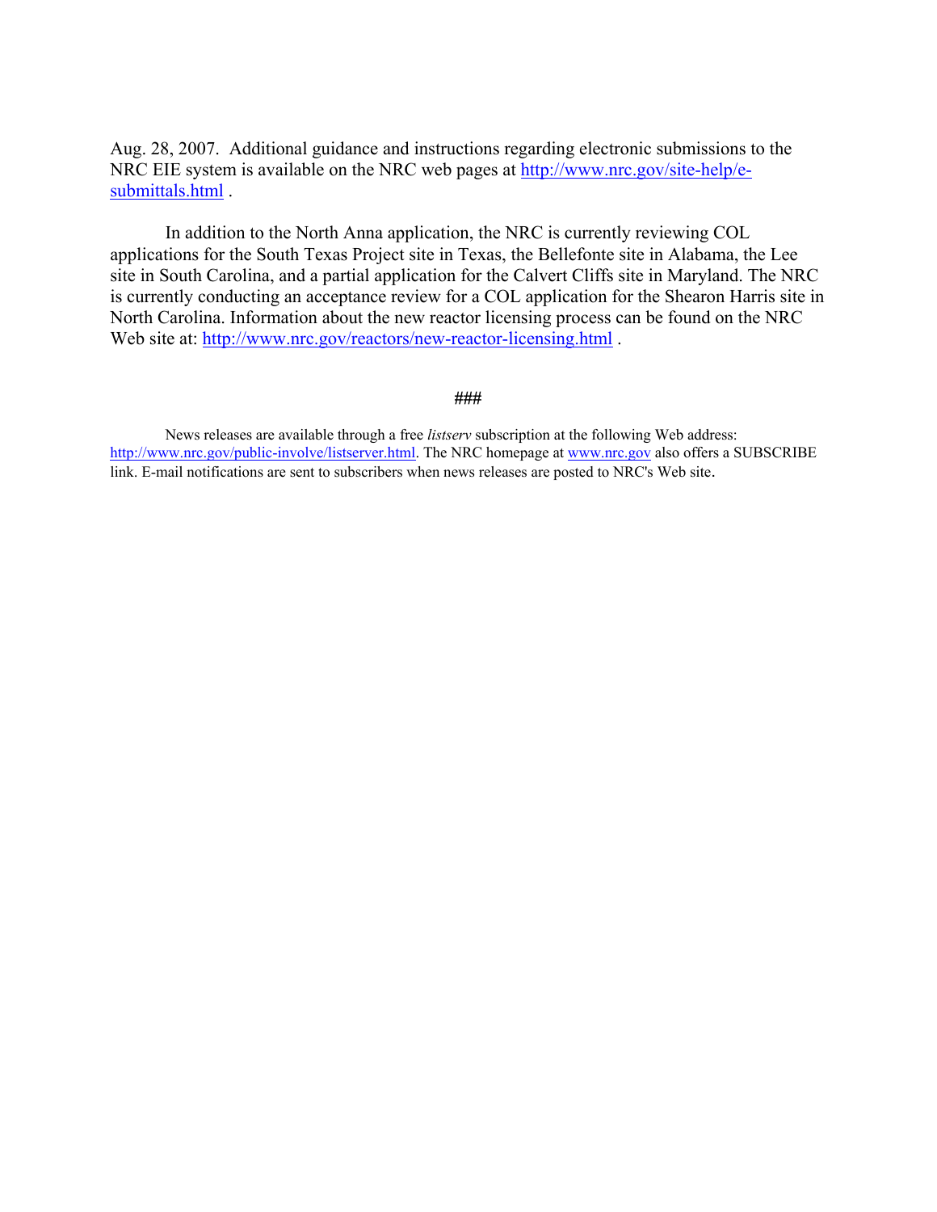Aug. 28, 2007. Additional guidance and instructions regarding electronic submissions to the NRC EIE system is available on the NRC web pages at http://www.nrc.gov/site-help/e-submittals.html .

In addition to the North Anna application, the NRC is currently reviewing COL applications for the South Texas Project site in Texas, the Bellefonte site in Alabama, the Lee site in South Carolina, and a partial application for the Calvert Cliffs site in Maryland. The NRC is currently conducting an acceptance review for a COL application for the Shearon Harris site in North Carolina. Information about the new reactor licensing process can be found on the NRC Web site at: http://www.nrc.gov/reactors/new-reactor-licensing.html .

###

News releases are available through a free *listserv* subscription at the following Web address: http://www.nrc.gov/public-involve/listserver.html. The NRC homepage at www.nrc.gov also offers a SUBSCRIBE link. E-mail notifications are sent to subscribers when news releases are posted to NRC's Web site.